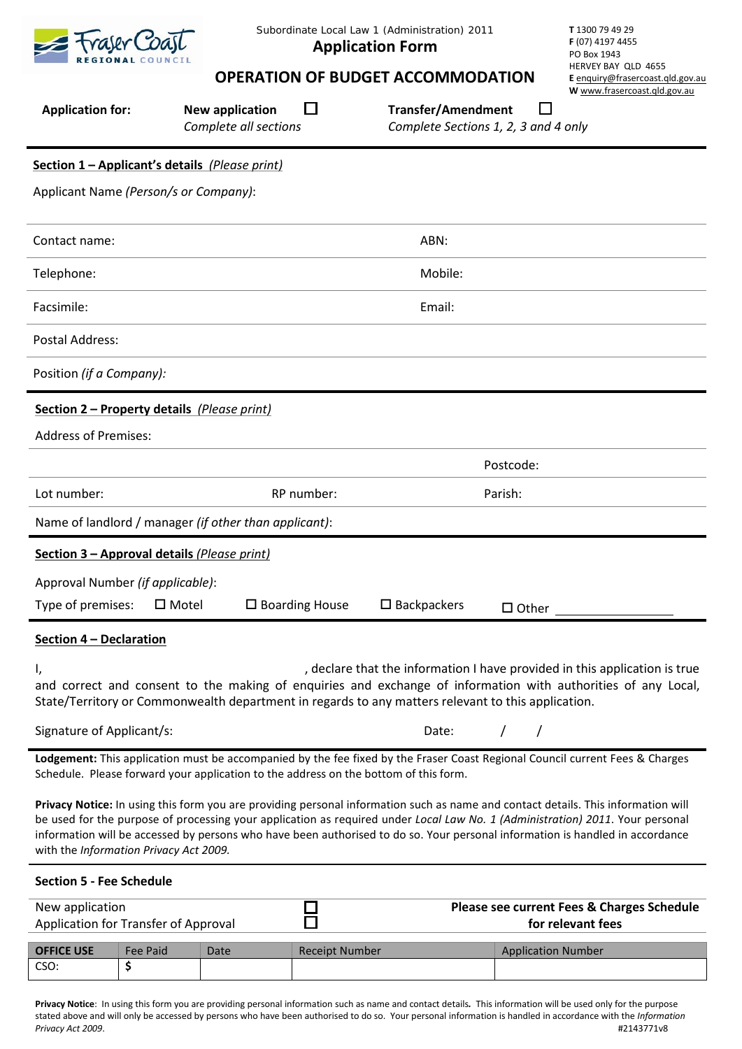Subordinate Local Law 1 (Administration) 2011

# Application Form

## OPERATION OF BUDGET ACCOMMODATION

**T** 1300 79 49 29
**F** (07) 4197 4455
PO Box 1943
HERVEY BAY QLD 4655
**E** enquiry@frasercoast.qld.gov.au
**W** www.frasercoast.qld.gov.au

**Application for:** **New application** ☐ *Complete all sections* **Transfer/Amendment** ☐ *Complete Sections 1, 2, 3 and 4 only*

### Section 1 – Applicant's details *(Please print)*

Applicant Name *(Person/s or Company)*:

| | |
|---|---|
| Contact name: | ABN: |
| Telephone: | Mobile: |
| Facsimile: | Email: |

Postal Address:

Position *(if a Company)*:

### Section 2 – Property details *(Please print)*

Address of Premises:

Postcode:

| | | |
|---|---|---|
| Lot number: | RP number: | Parish: |

Name of landlord / manager *(if other than applicant)*:

### Section 3 – Approval details *(Please print)*

Approval Number *(if applicable)*:

Type of premises: ☐ Motel ☐ Boarding House ☐ Backpackers ☐ Other ____________

### Section 4 – Declaration

I, , declare that the information I have provided in this application is true and correct and consent to the making of enquiries and exchange of information with authorities of any Local, State/Territory or Commonwealth department in regards to any matters relevant to this application.

Signature of Applicant/s: Date: / /

**Lodgement:** This application must be accompanied by the fee fixed by the Fraser Coast Regional Council current Fees & Charges Schedule. Please forward your application to the address on the bottom of this form.

**Privacy Notice:** In using this form you are providing personal information such as name and contact details. This information will be used for the purpose of processing your application as required under *Local Law No. 1 (Administration) 2011*. Your personal information will be accessed by persons who have been authorised to do so. Your personal information is handled in accordance with the *Information Privacy Act 2009.*

### Section 5 - Fee Schedule

| | | |
|---|---|---|
| New application | ☐ | **Please see current Fees & Charges Schedule for relevant fees** |
| Application for Transfer of Approval | ☐ | |

| OFFICE USE | Fee Paid | Date | Receipt Number | Application Number |
|---|---|---|---|---|
| CSO: | $ | | | |

**Privacy Notice**: In using this form you are providing personal information such as name and contact details**.** This information will be used only for the purpose stated above and will only be accessed by persons who have been authorised to do so. Your personal information is handled in accordance with the *Information Privacy Act 2009*.

#2143771v8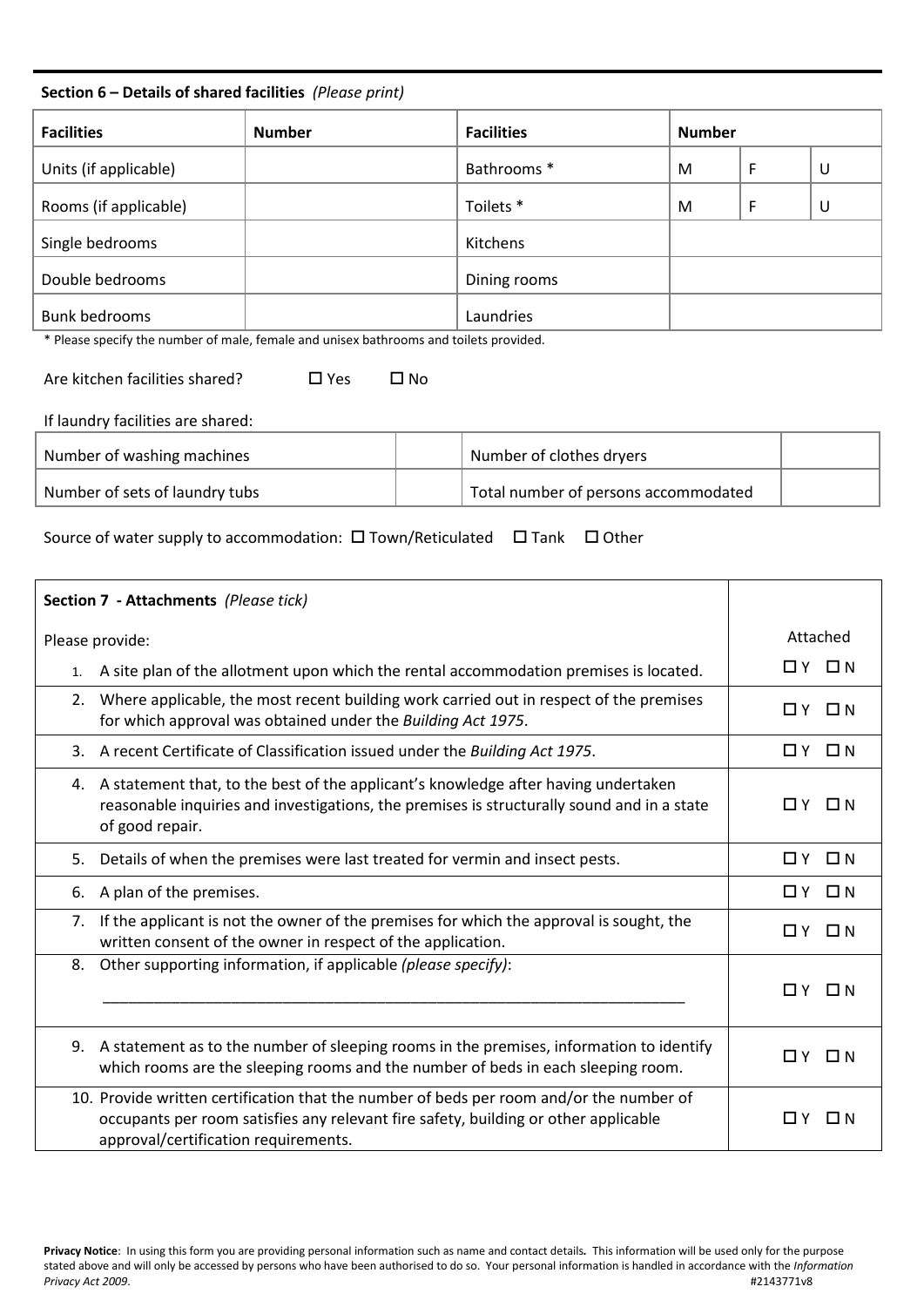**Section 6 – Details of shared facilities** *(Please print)*

| Facilities | Number | Facilities | Number | | |
|---|---|---|---|---|---|
| Units (if applicable) | | Bathrooms * | M | F | U |
| Rooms (if applicable) | | Toilets * | M | F | U |
| Single bedrooms | | Kitchens | | | |
| Double bedrooms | | Dining rooms | | | |
| Bunk bedrooms | | Laundries | | | |

* Please specify the number of male, female and unisex bathrooms and toilets provided.

Are kitchen facilities shared? ☐ Yes ☐ No

If laundry facilities are shared:

| | | | |
|---|---|---|---|
| Number of washing machines | | Number of clothes dryers | |
| Number of sets of laundry tubs | | Total number of persons accommodated | |

Source of water supply to accommodation: ☐ Town/Reticulated ☐ Tank ☐ Other

| **Section 7 - Attachments** *(Please tick)*<br><br>Please provide: | Attached |
|---|---|
| 1. A site plan of the allotment upon which the rental accommodation premises is located. | ☐ Y ☐ N |
| 2. Where applicable, the most recent building work carried out in respect of the premises for which approval was obtained under the *Building Act 1975*. | ☐ Y ☐ N |
| 3. A recent Certificate of Classification issued under the *Building Act 1975*. | ☐ Y ☐ N |
| 4. A statement that, to the best of the applicant's knowledge after having undertaken reasonable inquiries and investigations, the premises is structurally sound and in a state of good repair. | ☐ Y ☐ N |
| 5. Details of when the premises were last treated for vermin and insect pests. | ☐ Y ☐ N |
| 6. A plan of the premises. | ☐ Y ☐ N |
| 7. If the applicant is not the owner of the premises for which the approval is sought, the written consent of the owner in respect of the application. | ☐ Y ☐ N |
| 8. Other supporting information, if applicable *(please specify)*: ______________________________ | ☐ Y ☐ N |
| 9. A statement as to the number of sleeping rooms in the premises, information to identify which rooms are the sleeping rooms and the number of beds in each sleeping room. | ☐ Y ☐ N |
| 10. Provide written certification that the number of beds per room and/or the number of occupants per room satisfies any relevant fire safety, building or other applicable approval/certification requirements. | ☐ Y ☐ N |

**Privacy Notice**: In using this form you are providing personal information such as name and contact details**.** This information will be used only for the purpose stated above and will only be accessed by persons who have been authorised to do so. Your personal information is handled in accordance with the *Information Privacy Act 2009*.

#2143771v8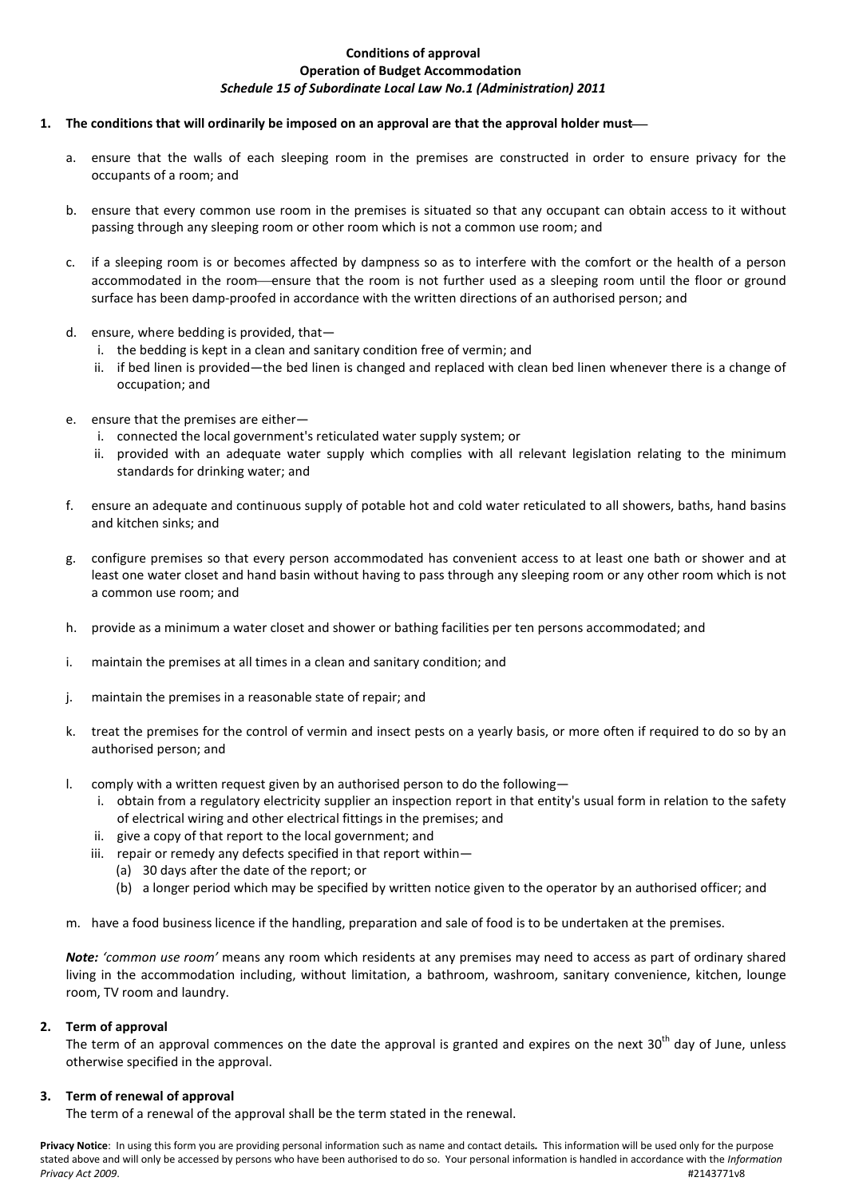**Conditions of approval**
**Operation of Budget Accommodation**
***Schedule 15 of Subordinate Local Law No.1 (Administration) 2011***

1. **The conditions that will ordinarily be imposed on an approval are that the approval holder must—**

   a. ensure that the walls of each sleeping room in the premises are constructed in order to ensure privacy for the occupants of a room; and

   b. ensure that every common use room in the premises is situated so that any occupant can obtain access to it without passing through any sleeping room or other room which is not a common use room; and

   c. if a sleeping room is or becomes affected by dampness so as to interfere with the comfort or the health of a person accommodated in the room—ensure that the room is not further used as a sleeping room until the floor or ground surface has been damp-proofed in accordance with the written directions of an authorised person; and

   d. ensure, where bedding is provided, that—
      i. the bedding is kept in a clean and sanitary condition free of vermin; and
      ii. if bed linen is provided—the bed linen is changed and replaced with clean bed linen whenever there is a change of occupation; and

   e. ensure that the premises are either—
      i. connected the local government's reticulated water supply system; or
      ii. provided with an adequate water supply which complies with all relevant legislation relating to the minimum standards for drinking water; and

   f. ensure an adequate and continuous supply of potable hot and cold water reticulated to all showers, baths, hand basins and kitchen sinks; and

   g. configure premises so that every person accommodated has convenient access to at least one bath or shower and at least one water closet and hand basin without having to pass through any sleeping room or any other room which is not a common use room; and

   h. provide as a minimum a water closet and shower or bathing facilities per ten persons accommodated; and

   i. maintain the premises at all times in a clean and sanitary condition; and

   j. maintain the premises in a reasonable state of repair; and

   k. treat the premises for the control of vermin and insect pests on a yearly basis, or more often if required to do so by an authorised person; and

   l. comply with a written request given by an authorised person to do the following—
      i. obtain from a regulatory electricity supplier an inspection report in that entity's usual form in relation to the safety of electrical wiring and other electrical fittings in the premises; and
      ii. give a copy of that report to the local government; and
      iii. repair or remedy any defects specified in that report within—
         (a) 30 days after the date of the report; or
         (b) a longer period which may be specified by written notice given to the operator by an authorised officer; and

   m. have a food business licence if the handling, preparation and sale of food is to be undertaken at the premises.

   ***Note:*** *'common use room'* means any room which residents at any premises may need to access as part of ordinary shared living in the accommodation including, without limitation, a bathroom, washroom, sanitary convenience, kitchen, lounge room, TV room and laundry.

2. **Term of approval**
   The term of an approval commences on the date the approval is granted and expires on the next 30th day of June, unless otherwise specified in the approval.

3. **Term of renewal of approval**
   The term of a renewal of the approval shall be the term stated in the renewal.

**Privacy Notice**: In using this form you are providing personal information such as name and contact details**.** This information will be used only for the purpose stated above and will only be accessed by persons who have been authorised to do so. Your personal information is handled in accordance with the *Information Privacy Act 2009*.

#2143771v8